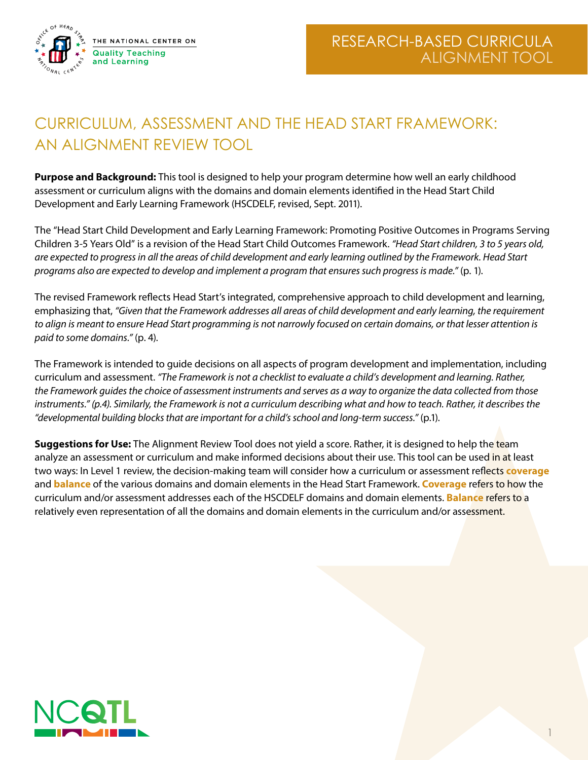THE NATIONAL CENTER ON Quality Teaching and Learning

# RESEARCH-BASED CURRICULA ALIGNMENT TOOL

## CURRICULUM, ASSESSMENT AND THE HEAD START FRAMEWORK: AN ALIGNMENT REVIEW TOOL

**Purpose and Background:** This tool is designed to help your program determine how well an early childhood assessment or curriculum aligns with the domains and domain elements identified in the Head Start Child Development and Early Learning Framework (HSCDELF, revised, Sept. 2011).

The "Head Start Child Development and Early Learning Framework: Promoting Positive Outcomes in Programs Serving Children 3-5 Years Old" is a revision of the Head Start Child Outcomes Framework. *"Head Start children, 3 to 5 years old, are expected to progress in all the areas of child development and early learning outlined by the Framework. Head Start programs also are expected to develop and implement a program that ensures such progress is made."* (p. 1).

The revised Framework reflects Head Start's integrated, comprehensive approach to child development and learning, emphasizing that, *"Given that the Framework addresses all areas of child development and early learning, the requirement to align is meant to ensure Head Start programming is not narrowly focused on certain domains, or that lesser attention is paid to some domains."* (p. 4).

The Framework is intended to guide decisions on all aspects of program development and implementation, including curriculum and assessment. *"The Framework is not a checklist to evaluate a child's development and learning. Rather, the Framework guides the choice of assessment instruments and serves as a way to organize the data collected from those instruments." (p.4). Similarly, the Framework is not a curriculum describing what and how to teach. Rather, it describes the "developmental building blocks that are important for a child's school and long-term success."* (p.1).

**Suggestions for Use:** The Alignment Review Tool does not yield a score. Rather, it is designed to help the team analyze an assessment or curriculum and make informed decisions about their use. This tool can be used in at least two ways: In Level 1 review, the decision-making team will consider how a curriculum or assessment reflects **coverage** and **balance** of the various domains and domain elements in the Head Start Framework. **Coverage** refers to how the curriculum and/or assessment addresses each of the HSCDELF domains and domain elements. **Balance** refers to a relatively even representation of all the domains and domain elements in the curriculum and/or assessment.

NCQTL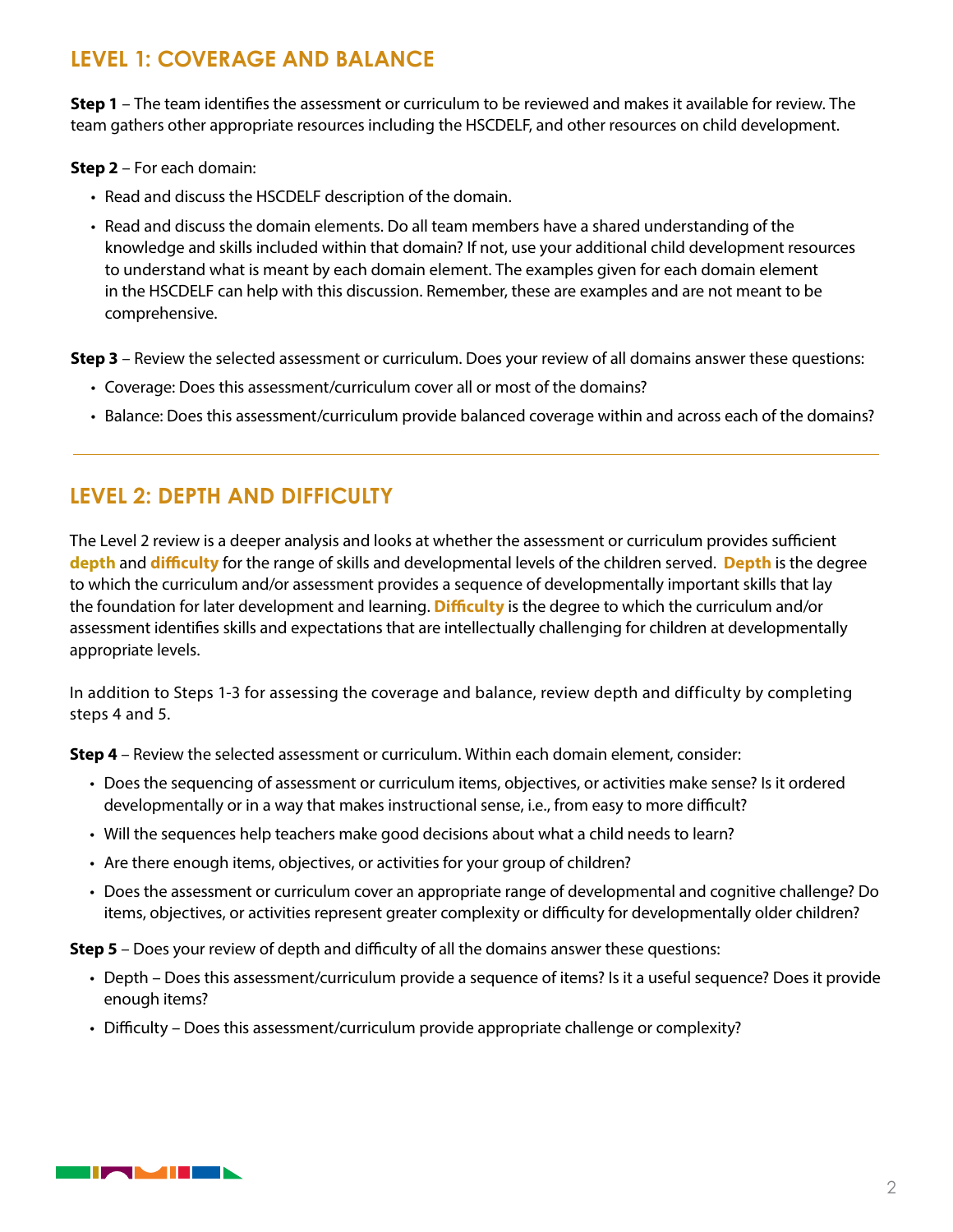## LEVEL 1: COVERAGE AND BALANCE

**Step 1** – The team identifies the assessment or curriculum to be reviewed and makes it available for review. The team gathers other appropriate resources including the HSCDELF, and other resources on child development.

**Step 2** – For each domain:

- Read and discuss the HSCDELF description of the domain.
- Read and discuss the domain elements. Do all team members have a shared understanding of the knowledge and skills included within that domain? If not, use your additional child development resources to understand what is meant by each domain element. The examples given for each domain element in the HSCDELF can help with this discussion. Remember, these are examples and are not meant to be comprehensive.

**Step 3** – Review the selected assessment or curriculum. Does your review of all domains answer these questions:

- Coverage: Does this assessment/curriculum cover all or most of the domains?
- Balance: Does this assessment/curriculum provide balanced coverage within and across each of the domains?

---

## LEVEL 2: DEPTH AND DIFFICULTY

The Level 2 review is a deeper analysis and looks at whether the assessment or curriculum provides sufficient **depth** and **difficulty** for the range of skills and developmental levels of the children served. **Depth** is the degree to which the curriculum and/or assessment provides a sequence of developmentally important skills that lay the foundation for later development and learning. **Difficulty** is the degree to which the curriculum and/or assessment identifies skills and expectations that are intellectually challenging for children at developmentally appropriate levels.

In addition to Steps 1-3 for assessing the coverage and balance, review depth and difficulty by completing steps 4 and 5.

**Step 4** – Review the selected assessment or curriculum. Within each domain element, consider:

- Does the sequencing of assessment or curriculum items, objectives, or activities make sense? Is it ordered developmentally or in a way that makes instructional sense, i.e., from easy to more difficult?
- Will the sequences help teachers make good decisions about what a child needs to learn?
- Are there enough items, objectives, or activities for your group of children?
- Does the assessment or curriculum cover an appropriate range of developmental and cognitive challenge? Do items, objectives, or activities represent greater complexity or difficulty for developmentally older children?

**Step 5** – Does your review of depth and difficulty of all the domains answer these questions:

- Depth – Does this assessment/curriculum provide a sequence of items? Is it a useful sequence? Does it provide enough items?
- Difficulty – Does this assessment/curriculum provide appropriate challenge or complexity?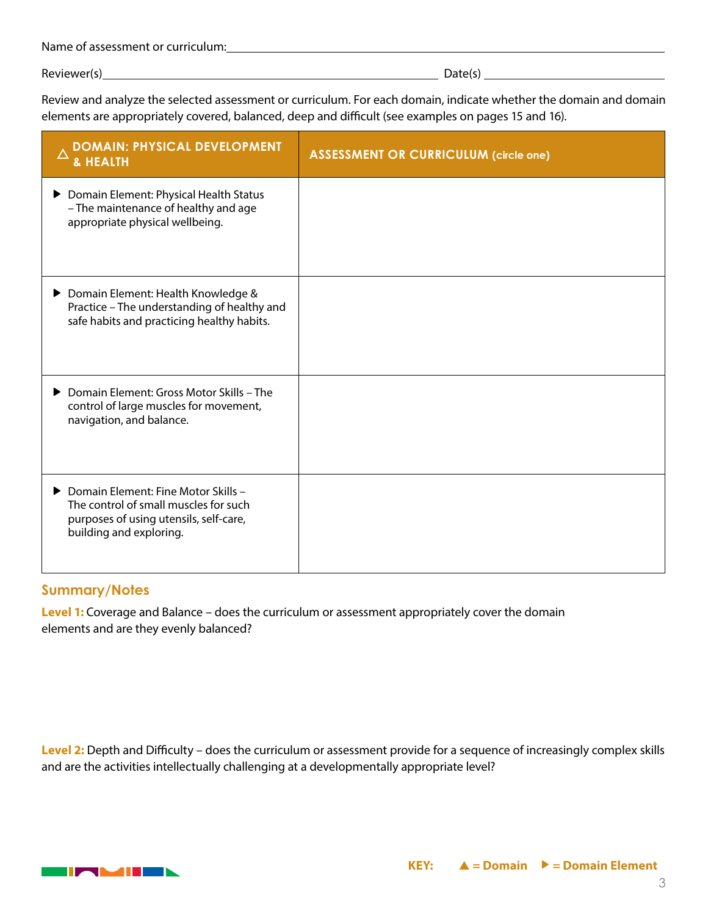Name of assessment or curriculum: ____________________________________________

Reviewer(s) ______________________________________ Date(s) ____________________

Review and analyze the selected assessment or curriculum. For each domain, indicate whether the domain and domain elements are appropriately covered, balanced, deep and difficult (see examples on pages 15 and 16).

| △ DOMAIN: PHYSICAL DEVELOPMENT & HEALTH | ASSESSMENT OR CURRICULUM (circle one) |
|---|---|
| ▶ Domain Element: Physical Health Status – The maintenance of healthy and age appropriate physical wellbeing. | |
| ▶ Domain Element: Health Knowledge & Practice – The understanding of healthy and safe habits and practicing healthy habits. | |
| ▶ Domain Element: Gross Motor Skills – The control of large muscles for movement, navigation, and balance. | |
| ▶ Domain Element: Fine Motor Skills – The control of small muscles for such purposes of using utensils, self-care, building and exploring. | |

## Summary/Notes

**Level 1:** Coverage and Balance – does the curriculum or assessment appropriately cover the domain elements and are they evenly balanced?

**Level 2:** Depth and Difficulty – does the curriculum or assessment provide for a sequence of increasingly complex skills and are the activities intellectually challenging at a developmentally appropriate level?

**KEY:** ▲ = Domain ▶ = Domain Element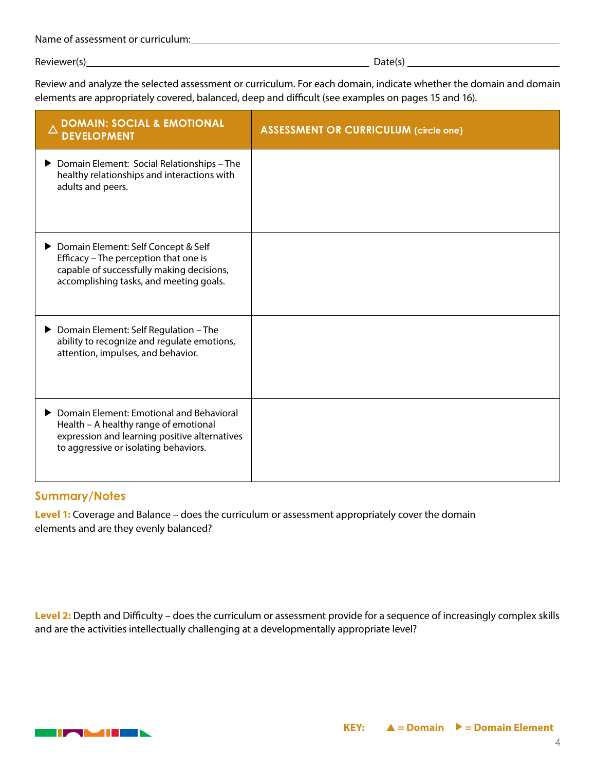Name of assessment or curriculum: ______________________________

Reviewer(s) ______________________________ Date(s) ______________

Review and analyze the selected assessment or curriculum. For each domain, indicate whether the domain and domain elements are appropriately covered, balanced, deep and difficult (see examples on pages 15 and 16).

| △ DOMAIN: SOCIAL & EMOTIONAL DEVELOPMENT | ASSESSMENT OR CURRICULUM (circle one) |
| --- | --- |
| ▶ Domain Element: Social Relationships – The healthy relationships and interactions with adults and peers. | |
| ▶ Domain Element: Self Concept & Self Efficacy – The perception that one is capable of successfully making decisions, accomplishing tasks, and meeting goals. | |
| ▶ Domain Element: Self Regulation – The ability to recognize and regulate emotions, attention, impulses, and behavior. | |
| ▶ Domain Element: Emotional and Behavioral Health – A healthy range of emotional expression and learning positive alternatives to aggressive or isolating behaviors. | |

## Summary/Notes

**Level 1:** Coverage and Balance – does the curriculum or assessment appropriately cover the domain elements and are they evenly balanced?

**Level 2:** Depth and Difficulty – does the curriculum or assessment provide for a sequence of increasingly complex skills and are the activities intellectually challenging at a developmentally appropriate level?

**KEY:** ▲ = Domain ▶ = Domain Element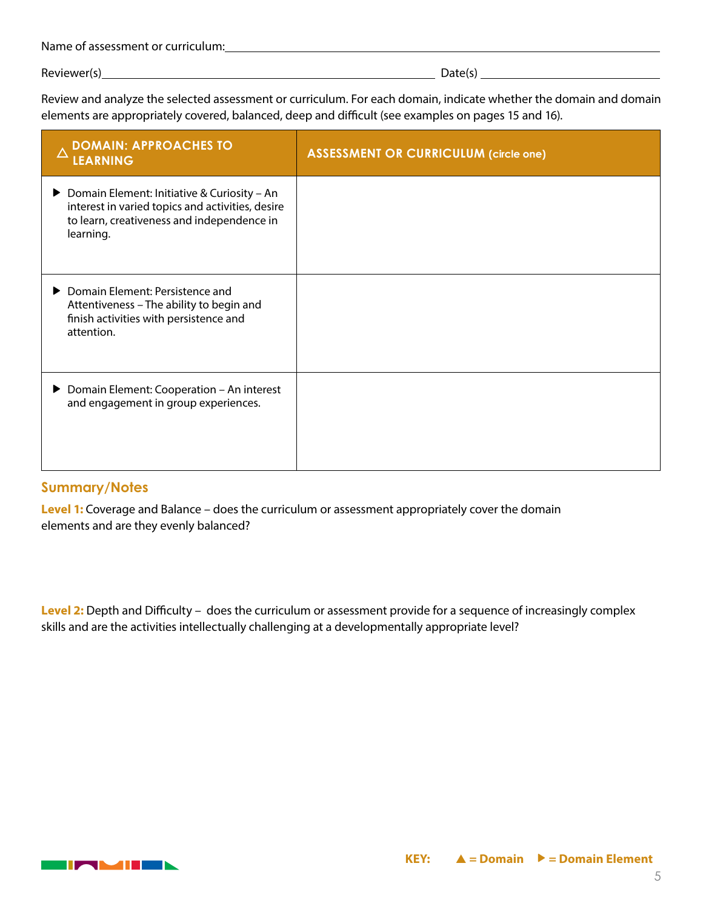Name of assessment or curriculum: ___________________________________________

Reviewer(s) ___________________________________________ Date(s) _______________________

Review and analyze the selected assessment or curriculum. For each domain, indicate whether the domain and domain elements are appropriately covered, balanced, deep and difficult (see examples on pages 15 and 16).

| △ DOMAIN: APPROACHES TO LEARNING | ASSESSMENT OR CURRICULUM (circle one) |
|---|---|
| ▶ Domain Element: Initiative & Curiosity – An interest in varied topics and activities, desire to learn, creativeness and independence in learning. | |
| ▶ Domain Element: Persistence and Attentiveness – The ability to begin and finish activities with persistence and attention. | |
| ▶ Domain Element: Cooperation – An interest and engagement in group experiences. | |

## Summary/Notes

**Level 1:** Coverage and Balance – does the curriculum or assessment appropriately cover the domain elements and are they evenly balanced?

**Level 2:** Depth and Difficulty – does the curriculum or assessment provide for a sequence of increasingly complex skills and are the activities intellectually challenging at a developmentally appropriate level?

**KEY:** ▲ = Domain ▶ = Domain Element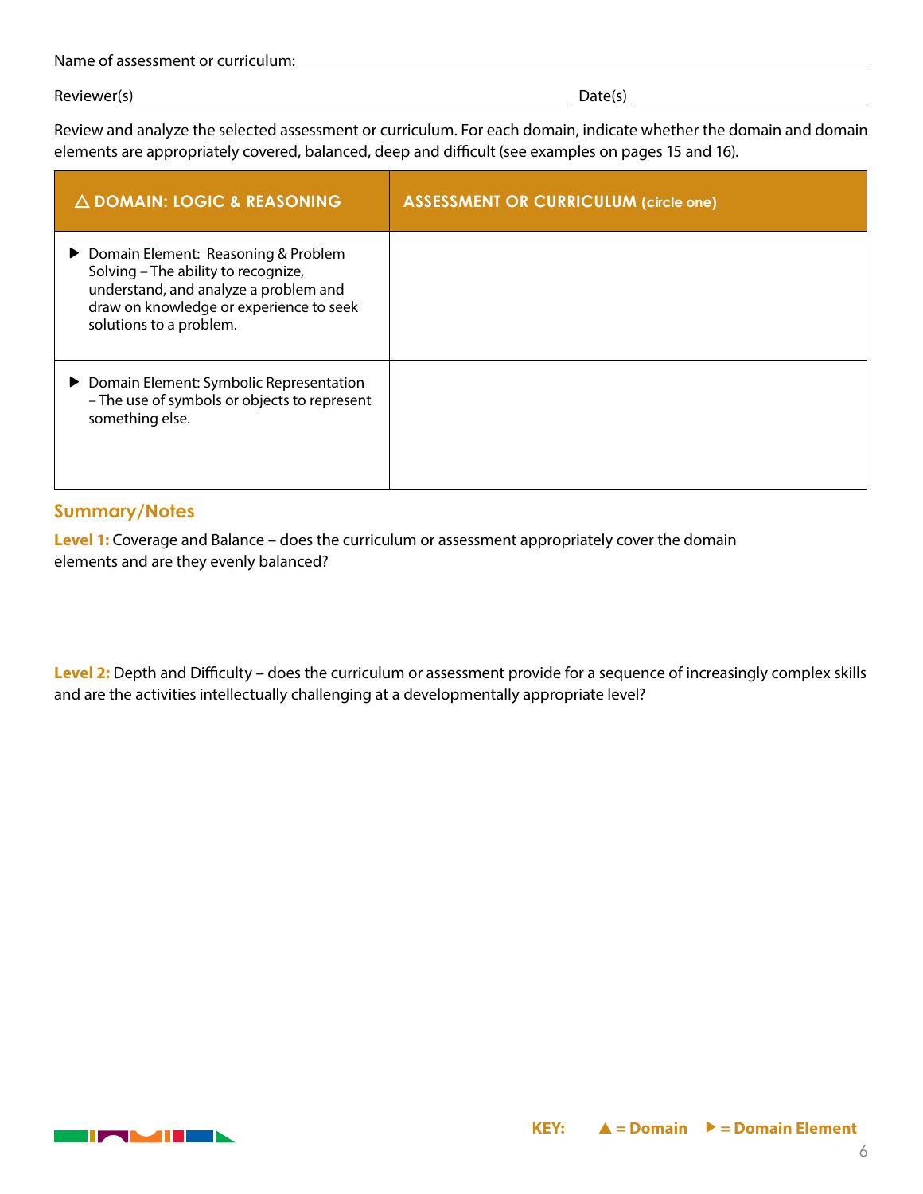Name of assessment or curriculum: ____________________

Reviewer(s) ____________________ Date(s) ____________________

Review and analyze the selected assessment or curriculum. For each domain, indicate whether the domain and domain elements are appropriately covered, balanced, deep and difficult (see examples on pages 15 and 16).

| △ DOMAIN: LOGIC & REASONING | ASSESSMENT OR CURRICULUM (circle one) |
| --- | --- |
| ▶ Domain Element: Reasoning & Problem Solving – The ability to recognize, understand, and analyze a problem and draw on knowledge or experience to seek solutions to a problem. | |
| ▶ Domain Element: Symbolic Representation – The use of symbols or objects to represent something else. | |

## Summary/Notes

**Level 1:** Coverage and Balance – does the curriculum or assessment appropriately cover the domain elements and are they evenly balanced?

**Level 2:** Depth and Difficulty – does the curriculum or assessment provide for a sequence of increasingly complex skills and are the activities intellectually challenging at a developmentally appropriate level?

**KEY:** ▲ = Domain ▶ = Domain Element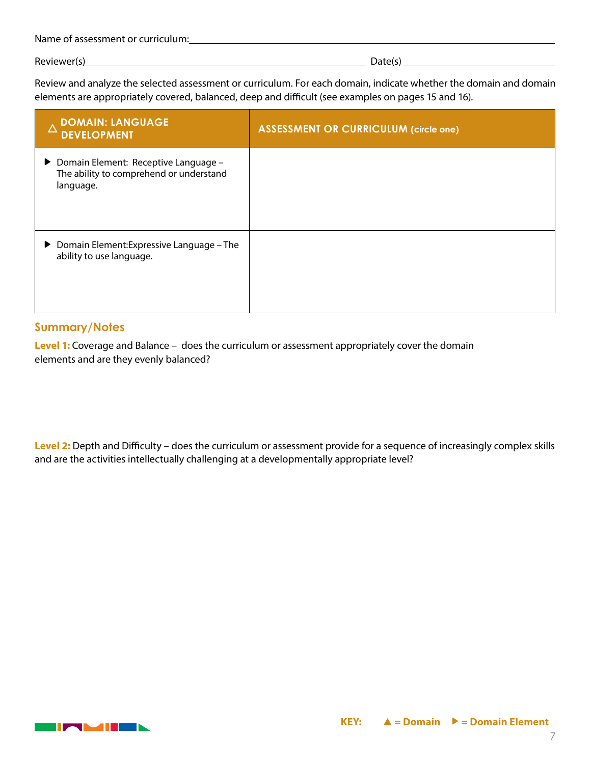Name of assessment or curriculum: \_\_\_\_\_\_\_\_\_\_\_\_\_\_\_\_\_\_\_\_\_\_\_\_\_\_\_\_\_\_

Reviewer(s) \_\_\_\_\_\_\_\_\_\_\_\_\_\_\_\_\_\_\_\_\_\_\_\_\_\_\_\_\_\_ Date(s) \_\_\_\_\_\_\_\_\_\_\_\_\_\_\_

Review and analyze the selected assessment or curriculum. For each domain, indicate whether the domain and domain elements are appropriately covered, balanced, deep and difficult (see examples on pages 15 and 16).

| △ DOMAIN: LANGUAGE DEVELOPMENT | ASSESSMENT OR CURRICULUM (circle one) |
| --- | --- |
| ▶ Domain Element: Receptive Language – The ability to comprehend or understand language. | |
| ▶ Domain Element:Expressive Language – The ability to use language. | |

## Summary/Notes

**Level 1:** Coverage and Balance – does the curriculum or assessment appropriately cover the domain elements and are they evenly balanced?

**Level 2:** Depth and Difficulty – does the curriculum or assessment provide for a sequence of increasingly complex skills and are the activities intellectually challenging at a developmentally appropriate level?

**KEY:** ▲ = Domain ▶ = Domain Element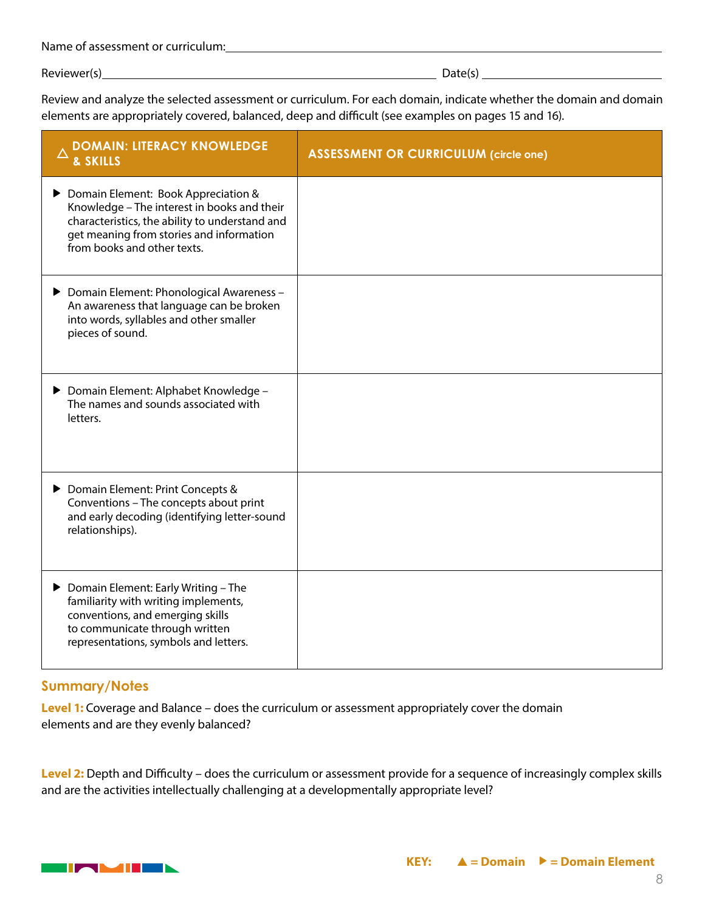Name of assessment or curriculum: ______________________________

Reviewer(s) ______________________________ Date(s) ______________

Review and analyze the selected assessment or curriculum. For each domain, indicate whether the domain and domain elements are appropriately covered, balanced, deep and difficult (see examples on pages 15 and 16).

| △ DOMAIN: LITERACY KNOWLEDGE & SKILLS | ASSESSMENT OR CURRICULUM (circle one) |
|---|---|
| ▶ Domain Element: Book Appreciation & Knowledge – The interest in books and their characteristics, the ability to understand and get meaning from stories and information from books and other texts. | |
| ▶ Domain Element: Phonological Awareness – An awareness that language can be broken into words, syllables and other smaller pieces of sound. | |
| ▶ Domain Element: Alphabet Knowledge – The names and sounds associated with letters. | |
| ▶ Domain Element: Print Concepts & Conventions – The concepts about print and early decoding (identifying letter-sound relationships). | |
| ▶ Domain Element: Early Writing – The familiarity with writing implements, conventions, and emerging skills to communicate through written representations, symbols and letters. | |

## Summary/Notes

**Level 1:** Coverage and Balance – does the curriculum or assessment appropriately cover the domain elements and are they evenly balanced?

**Level 2:** Depth and Difficulty – does the curriculum or assessment provide for a sequence of increasingly complex skills and are the activities intellectually challenging at a developmentally appropriate level?

**KEY:** ▲ = Domain ▶ = Domain Element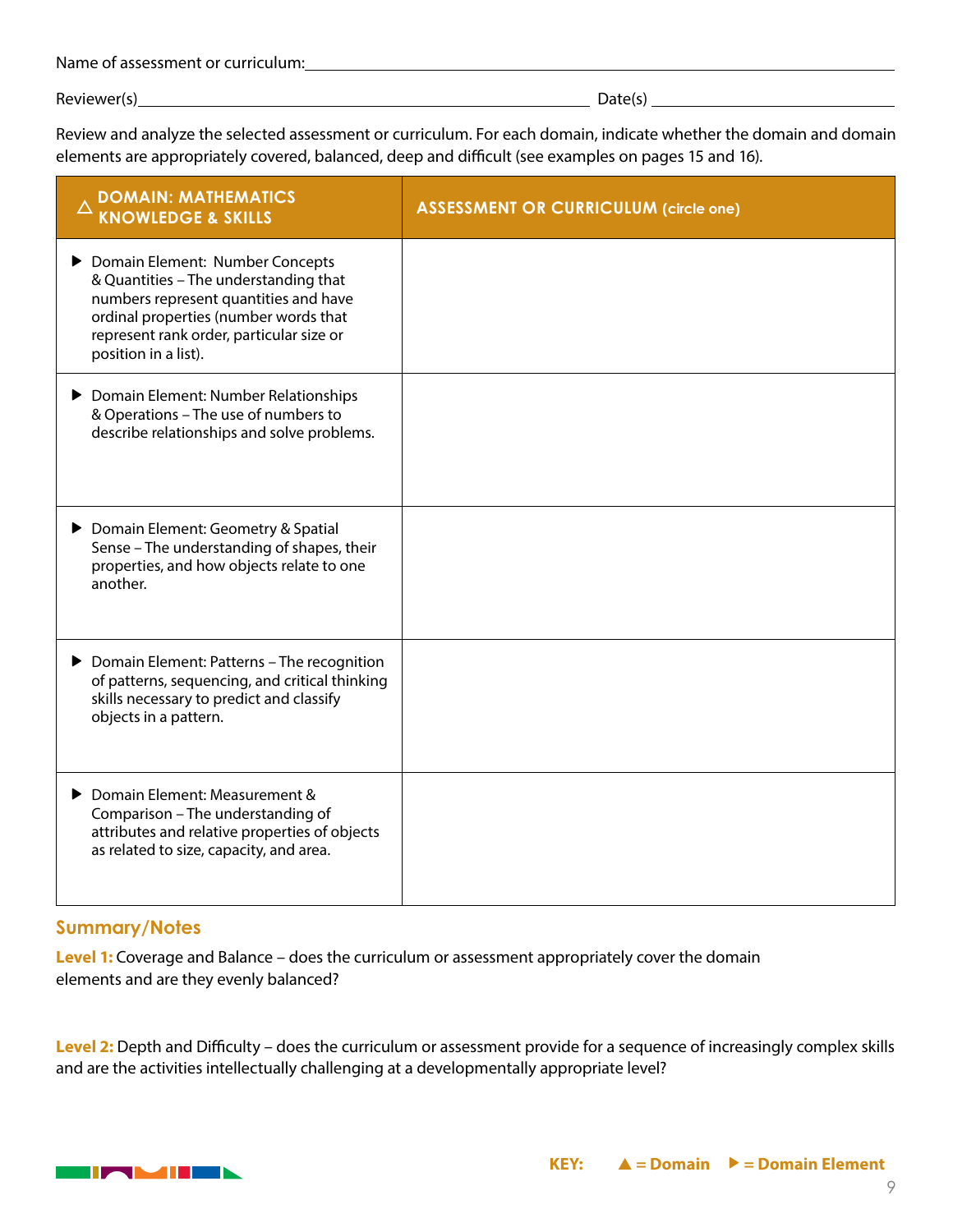Name of assessment or curriculum: ______________________________________________

Reviewer(s) ______________________________________ Date(s) ____________________

Review and analyze the selected assessment or curriculum. For each domain, indicate whether the domain and domain elements are appropriately covered, balanced, deep and difficult (see examples on pages 15 and 16).

| △ DOMAIN: MATHEMATICS KNOWLEDGE & SKILLS | ASSESSMENT OR CURRICULUM (circle one) |
|---|---|
| ▶ Domain Element: Number Concepts & Quantities – The understanding that numbers represent quantities and have ordinal properties (number words that represent rank order, particular size or position in a list). | |
| ▶ Domain Element: Number Relationships & Operations – The use of numbers to describe relationships and solve problems. | |
| ▶ Domain Element: Geometry & Spatial Sense – The understanding of shapes, their properties, and how objects relate to one another. | |
| ▶ Domain Element: Patterns – The recognition of patterns, sequencing, and critical thinking skills necessary to predict and classify objects in a pattern. | |
| ▶ Domain Element: Measurement & Comparison – The understanding of attributes and relative properties of objects as related to size, capacity, and area. | |

## Summary/Notes

**Level 1:** Coverage and Balance – does the curriculum or assessment appropriately cover the domain elements and are they evenly balanced?

**Level 2:** Depth and Difficulty – does the curriculum or assessment provide for a sequence of increasingly complex skills and are the activities intellectually challenging at a developmentally appropriate level?

**KEY:** ▲ = Domain ▶ = Domain Element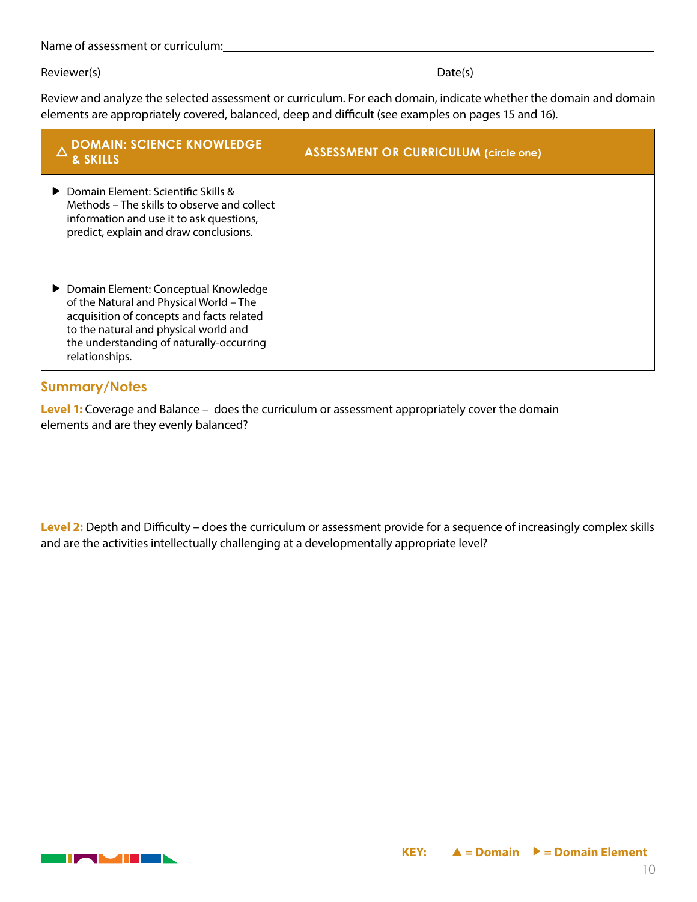Name of assessment or curriculum: ______________________________

Reviewer(s) ______________________________ Date(s) ______________

Review and analyze the selected assessment or curriculum. For each domain, indicate whether the domain and domain elements are appropriately covered, balanced, deep and difficult (see examples on pages 15 and 16).

| △ DOMAIN: SCIENCE KNOWLEDGE & SKILLS | ASSESSMENT OR CURRICULUM (circle one) |
|---|---|
| ▶ Domain Element: Scientific Skills & Methods – The skills to observe and collect information and use it to ask questions, predict, explain and draw conclusions. | |
| ▶ Domain Element: Conceptual Knowledge of the Natural and Physical World – The acquisition of concepts and facts related to the natural and physical world and the understanding of naturally-occurring relationships. | |

## Summary/Notes

**Level 1:** Coverage and Balance – does the curriculum or assessment appropriately cover the domain elements and are they evenly balanced?

**Level 2:** Depth and Difficulty – does the curriculum or assessment provide for a sequence of increasingly complex skills and are the activities intellectually challenging at a developmentally appropriate level?

**KEY:** ▲ = Domain ▶ = Domain Element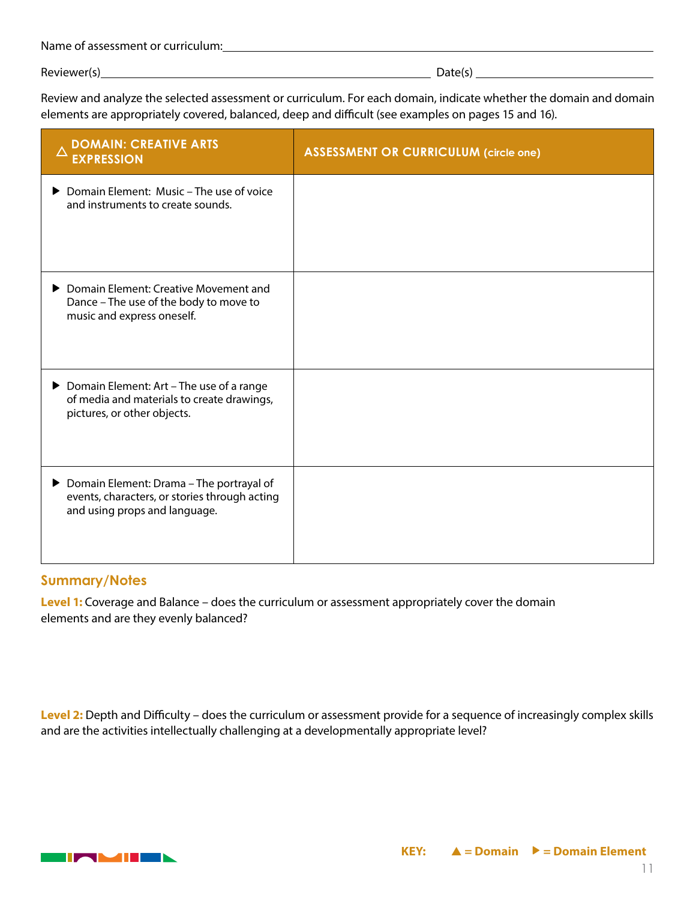Name of assessment or curriculum: ______________________________

Reviewer(s) ______________________________ Date(s) ______________

Review and analyze the selected assessment or curriculum. For each domain, indicate whether the domain and domain elements are appropriately covered, balanced, deep and difficult (see examples on pages 15 and 16).

| △ DOMAIN: CREATIVE ARTS EXPRESSION | ASSESSMENT OR CURRICULUM (circle one) |
| --- | --- |
| ▶ Domain Element: Music – The use of voice and instruments to create sounds. | |
| ▶ Domain Element: Creative Movement and Dance – The use of the body to move to music and express oneself. | |
| ▶ Domain Element: Art – The use of a range of media and materials to create drawings, pictures, or other objects. | |
| ▶ Domain Element: Drama – The portrayal of events, characters, or stories through acting and using props and language. | |

## Summary/Notes

**Level 1:** Coverage and Balance – does the curriculum or assessment appropriately cover the domain elements and are they evenly balanced?

**Level 2:** Depth and Difficulty – does the curriculum or assessment provide for a sequence of increasingly complex skills and are the activities intellectually challenging at a developmentally appropriate level?

**KEY:** ▲ = Domain ▶ = Domain Element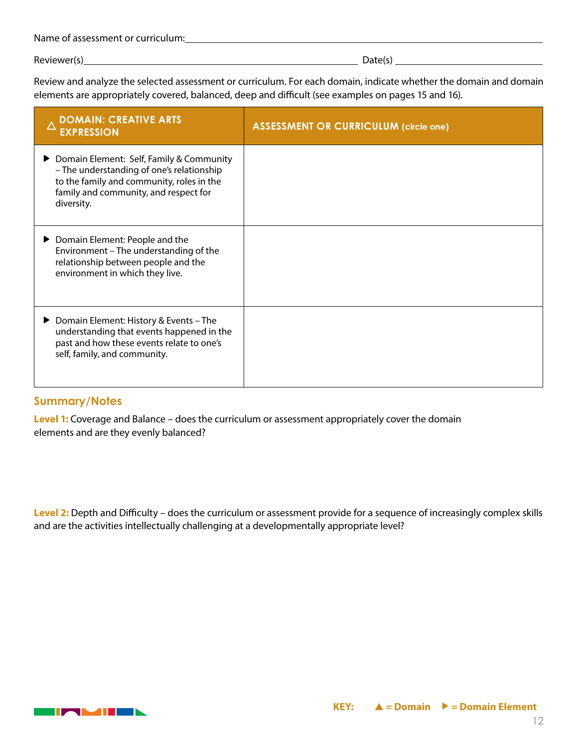Name of assessment or curriculum: ___________________________________________

Reviewer(s) ___________________________________________ Date(s) ___________________

Review and analyze the selected assessment or curriculum. For each domain, indicate whether the domain and domain elements are appropriately covered, balanced, deep and difficult (see examples on pages 15 and 16).

| △ DOMAIN: CREATIVE ARTS EXPRESSION | ASSESSMENT OR CURRICULUM (circle one) |
|---|---|
| ▶ Domain Element: Self, Family & Community – The understanding of one's relationship to the family and community, roles in the family and community, and respect for diversity. | |
| ▶ Domain Element: People and the Environment – The understanding of the relationship between people and the environment in which they live. | |
| ▶ Domain Element: History & Events – The understanding that events happened in the past and how these events relate to one's self, family, and community. | |

## Summary/Notes

**Level 1:** Coverage and Balance – does the curriculum or assessment appropriately cover the domain elements and are they evenly balanced?

**Level 2:** Depth and Difficulty – does the curriculum or assessment provide for a sequence of increasingly complex skills and are the activities intellectually challenging at a developmentally appropriate level?

**KEY:** ▲ = Domain ▶ = Domain Element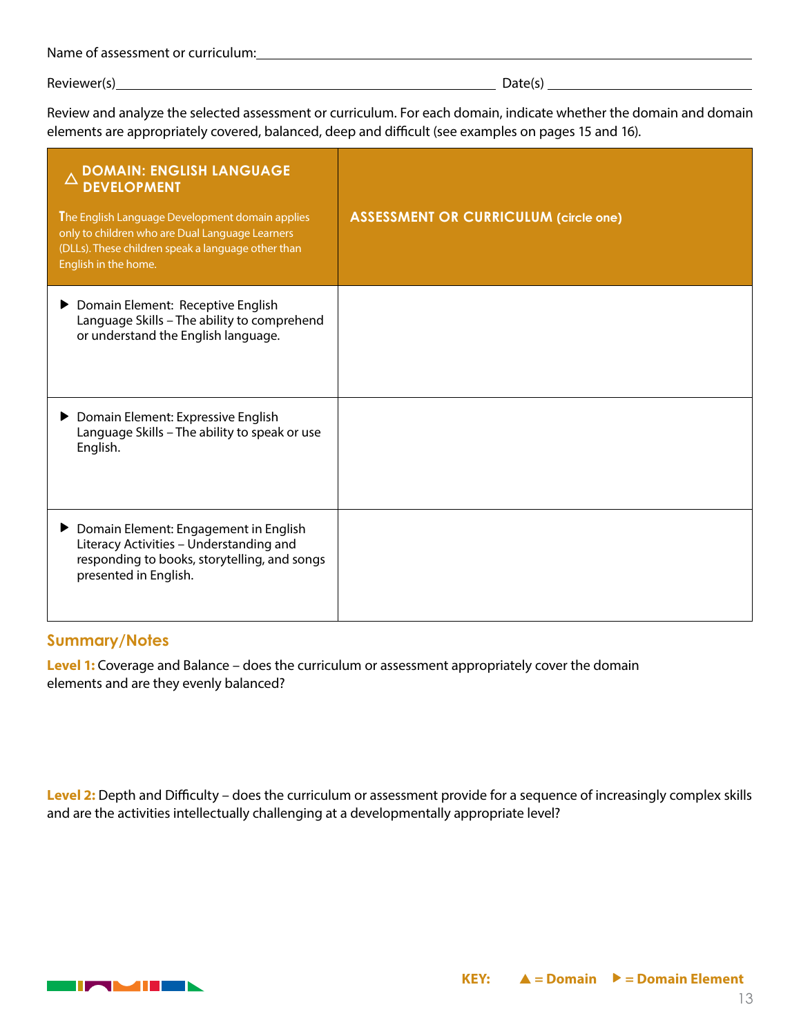Name of assessment or curriculum: ______________________________________________

Reviewer(s) ______________________________________________ Date(s) ____________________

Review and analyze the selected assessment or curriculum. For each domain, indicate whether the domain and domain elements are appropriately covered, balanced, deep and difficult (see examples on pages 15 and 16).

| △ **DOMAIN: ENGLISH LANGUAGE DEVELOPMENT**<br><br>The English Language Development domain applies only to children who are Dual Language Learners (DLLs). These children speak a language other than English in the home. | **ASSESSMENT OR CURRICULUM (circle one)** |
|---|---|
| ▶ Domain Element: Receptive English Language Skills – The ability to comprehend or understand the English language. | |
| ▶ Domain Element: Expressive English Language Skills – The ability to speak or use English. | |
| ▶ Domain Element: Engagement in English Literacy Activities – Understanding and responding to books, storytelling, and songs presented in English. | |

## Summary/Notes

**Level 1:** Coverage and Balance – does the curriculum or assessment appropriately cover the domain elements and are they evenly balanced?

**Level 2:** Depth and Difficulty – does the curriculum or assessment provide for a sequence of increasingly complex skills and are the activities intellectually challenging at a developmentally appropriate level?

**KEY:** ▲ = Domain ▶ = Domain Element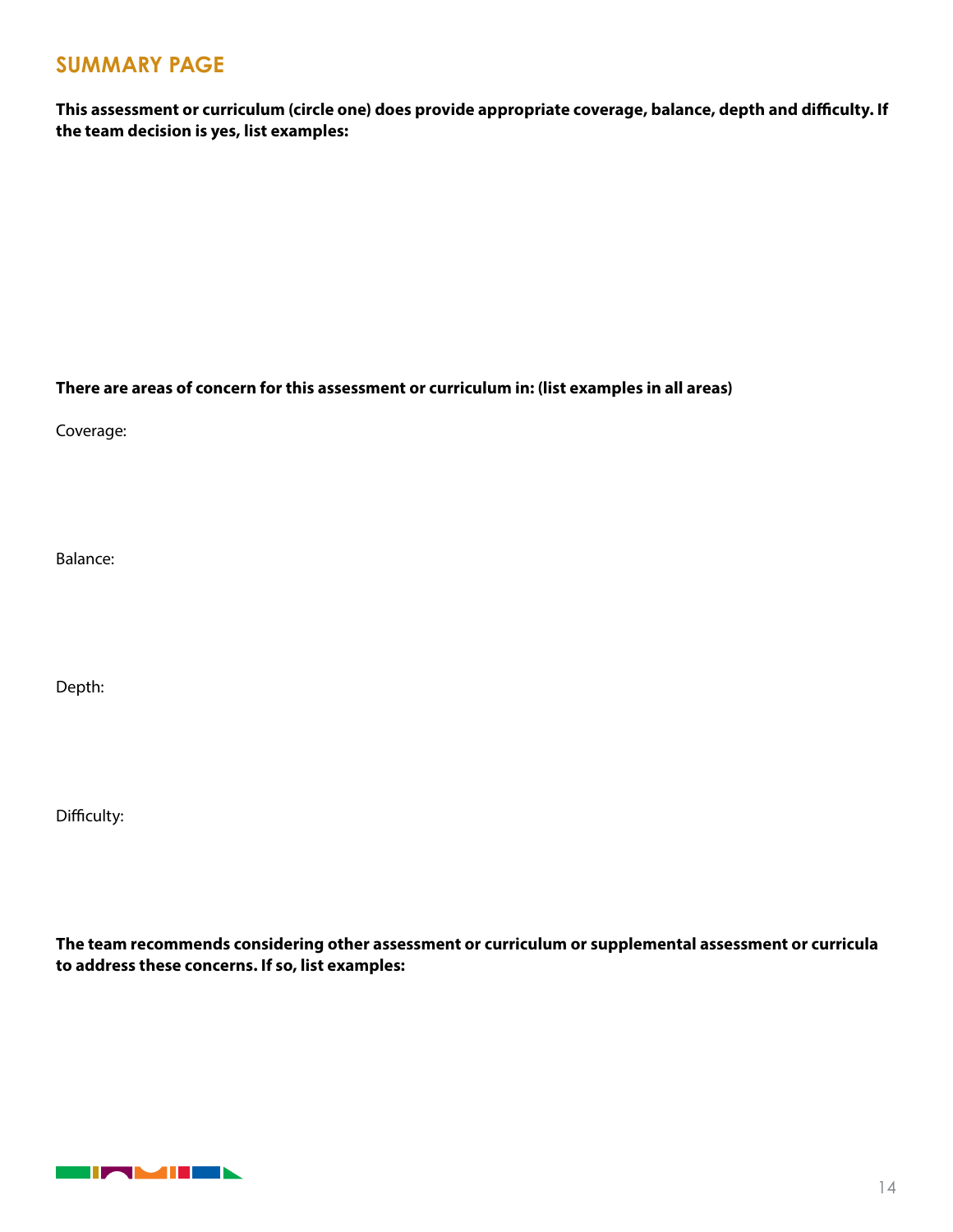## SUMMARY PAGE

**This assessment or curriculum (circle one) does provide appropriate coverage, balance, depth and difficulty. If the team decision is yes, list examples:**

**There are areas of concern for this assessment or curriculum in: (list examples in all areas)**

Coverage:

Balance:

Depth:

Difficulty:

**The team recommends considering other assessment or curriculum or supplemental assessment or curricula to address these concerns. If so, list examples:**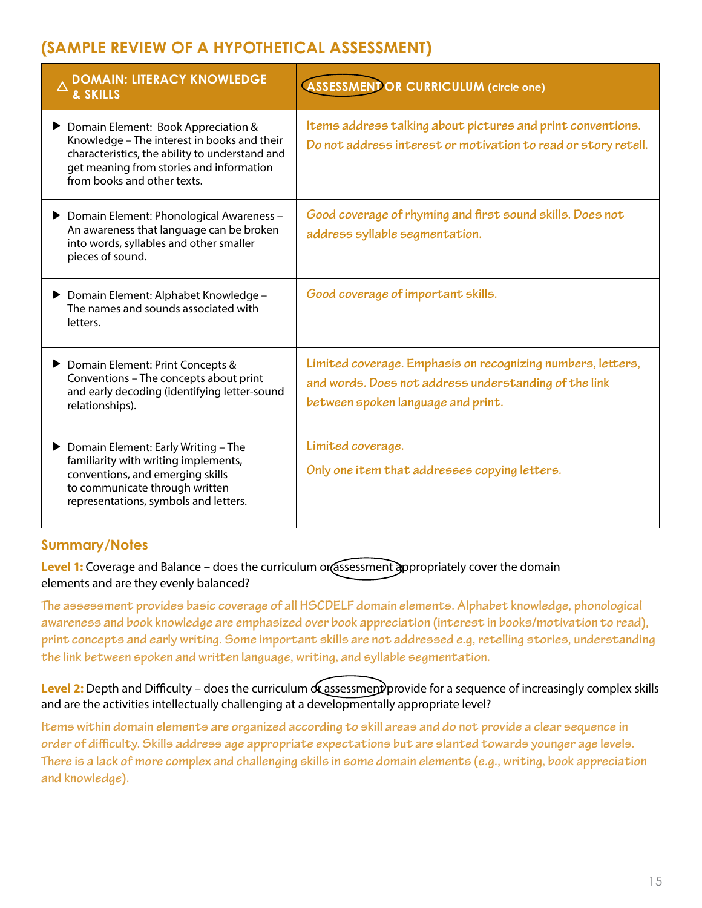## (SAMPLE REVIEW OF A HYPOTHETICAL ASSESSMENT)

| △ DOMAIN: LITERACY KNOWLEDGE & SKILLS | ASSESSMENT OR CURRICULUM (circle one) |
|---|---|
| ▶ Domain Element: Book Appreciation & Knowledge – The interest in books and their characteristics, the ability to understand and get meaning from stories and information from books and other texts. | Items address talking about pictures and print conventions. Do not address interest or motivation to read or story retell. |
| ▶ Domain Element: Phonological Awareness – An awareness that language can be broken into words, syllables and other smaller pieces of sound. | Good coverage of rhyming and first sound skills. Does not address syllable segmentation. |
| ▶ Domain Element: Alphabet Knowledge – The names and sounds associated with letters. | Good coverage of important skills. |
| ▶ Domain Element: Print Concepts & Conventions – The concepts about print and early decoding (identifying letter-sound relationships). | Limited coverage. Emphasis on recognizing numbers, letters, and words. Does not address understanding of the link between spoken language and print. |
| ▶ Domain Element: Early Writing – The familiarity with writing implements, conventions, and emerging skills to communicate through written representations, symbols and letters. | Limited coverage. Only one item that addresses copying letters. |

### Summary/Notes

**Level 1:** Coverage and Balance – does the curriculum or assessment appropriately cover the domain elements and are they evenly balanced?

The assessment provides basic coverage of all HSCDELF domain elements. Alphabet knowledge, phonological awareness and book knowledge are emphasized over book appreciation (interest in books/motivation to read), print concepts and early writing. Some important skills are not addressed e.g, retelling stories, understanding the link between spoken and written language, writing, and syllable segmentation.

**Level 2:** Depth and Difficulty – does the curriculum or assessment provide for a sequence of increasingly complex skills and are the activities intellectually challenging at a developmentally appropriate level?

Items within domain elements are organized according to skill areas and do not provide a clear sequence in order of difficulty. Skills address age appropriate expectations but are slanted towards younger age levels. There is a lack of more complex and challenging skills in some domain elements (e.g., writing, book appreciation and knowledge).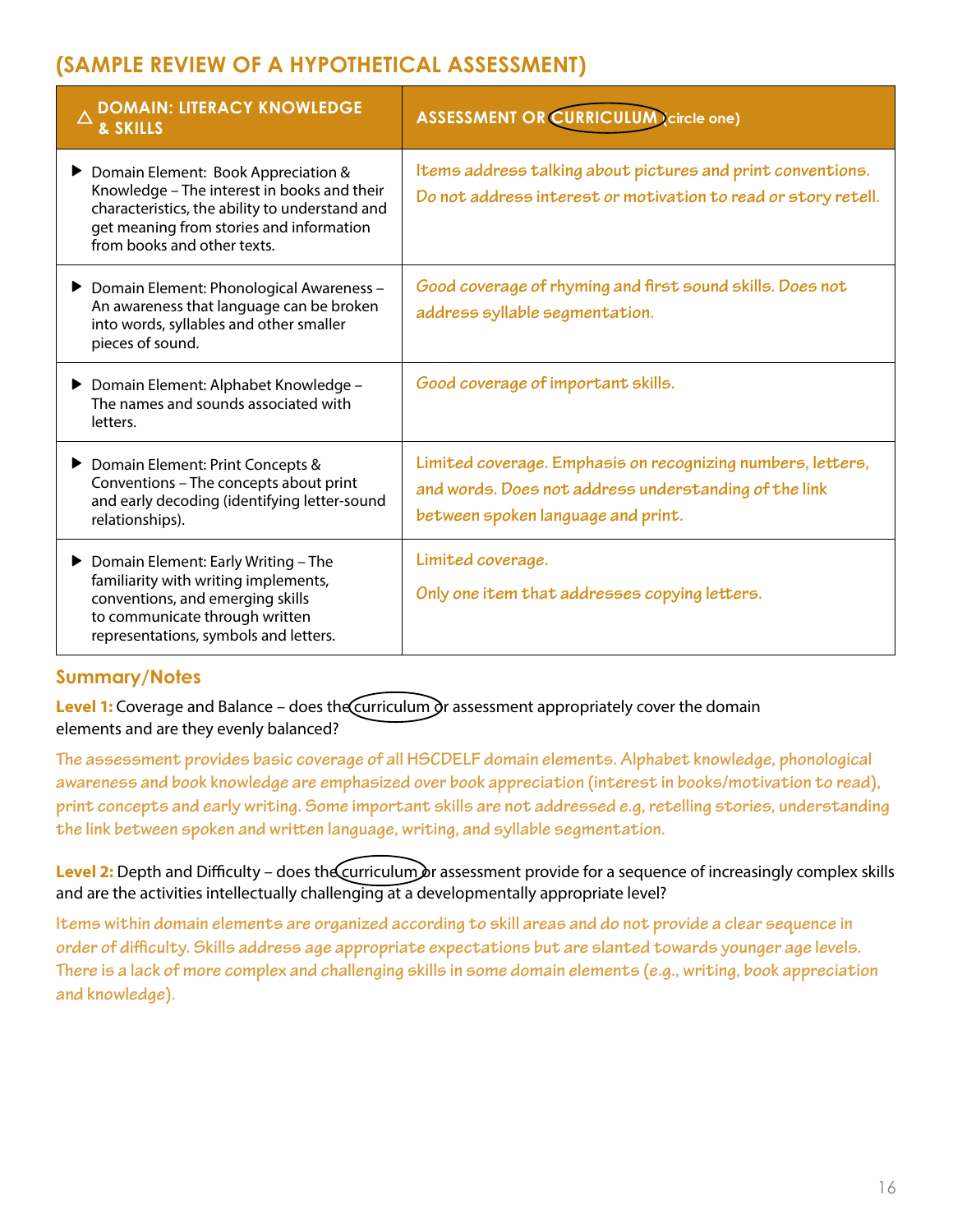## (SAMPLE REVIEW OF A HYPOTHETICAL ASSESSMENT)

| △ DOMAIN: LITERACY KNOWLEDGE & SKILLS | ASSESSMENT OR CURRICULUM (circle one) |
|---|---|
| ▶ Domain Element: Book Appreciation & Knowledge – The interest in books and their characteristics, the ability to understand and get meaning from stories and information from books and other texts. | *Items address talking about pictures and print conventions. Do not address interest or motivation to read or story retell.* |
| ▶ Domain Element: Phonological Awareness – An awareness that language can be broken into words, syllables and other smaller pieces of sound. | *Good coverage of rhyming and first sound skills. Does not address syllable segmentation.* |
| ▶ Domain Element: Alphabet Knowledge – The names and sounds associated with letters. | *Good coverage of important skills.* |
| ▶ Domain Element: Print Concepts & Conventions – The concepts about print and early decoding (identifying letter-sound relationships). | *Limited coverage. Emphasis on recognizing numbers, letters, and words. Does not address understanding of the link between spoken language and print.* |
| ▶ Domain Element: Early Writing – The familiarity with writing implements, conventions, and emerging skills to communicate through written representations, symbols and letters. | *Limited coverage.* *Only one item that addresses copying letters.* |

### Summary/Notes

**Level 1:** Coverage and Balance – does the curriculum or assessment appropriately cover the domain elements and are they evenly balanced?

*The assessment provides basic coverage of all HSCDELF domain elements. Alphabet knowledge, phonological awareness and book knowledge are emphasized over book appreciation (interest in books/motivation to read), print concepts and early writing. Some important skills are not addressed e.g, retelling stories, understanding the link between spoken and written language, writing, and syllable segmentation.*

**Level 2:** Depth and Difficulty – does the curriculum or assessment provide for a sequence of increasingly complex skills and are the activities intellectually challenging at a developmentally appropriate level?

*Items within domain elements are organized according to skill areas and do not provide a clear sequence in order of difficulty. Skills address age appropriate expectations but are slanted towards younger age levels. There is a lack of more complex and challenging skills in some domain elements (e.g., writing, book appreciation and knowledge).*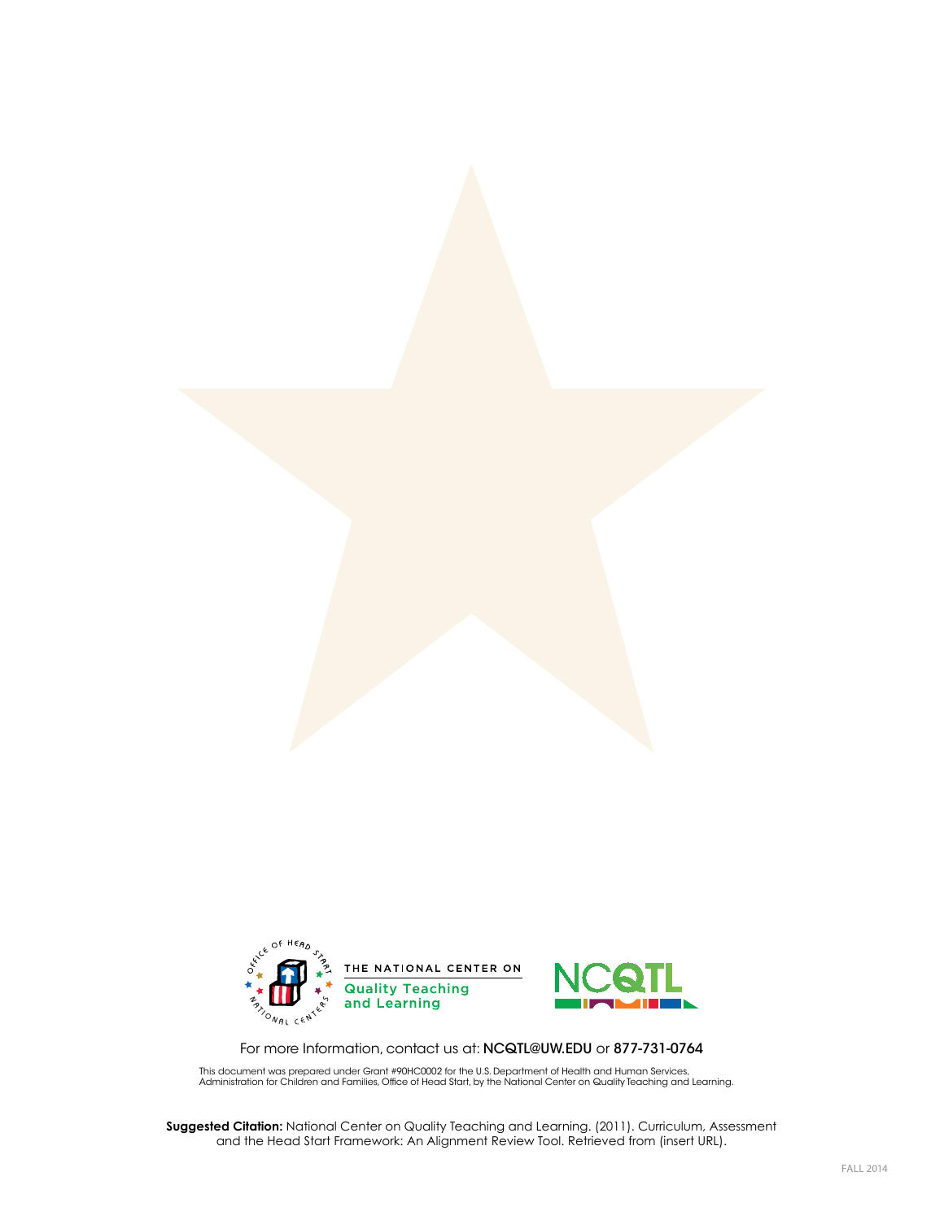THE NATIONAL CENTER ON

Quality Teaching and Learning

NCQTL

For more Information, contact us at: NCQTL@UW.EDU or 877-731-0764

This document was prepared under Grant #90HC0002 for the U.S. Department of Health and Human Services, Administration for Children and Families, Office of Head Start, by the National Center on Quality Teaching and Learning.

**Suggested Citation:** National Center on Quality Teaching and Learning. (2011). Curriculum, Assessment and the Head Start Framework: An Alignment Review Tool. Retrieved from (insert URL).

FALL 2014